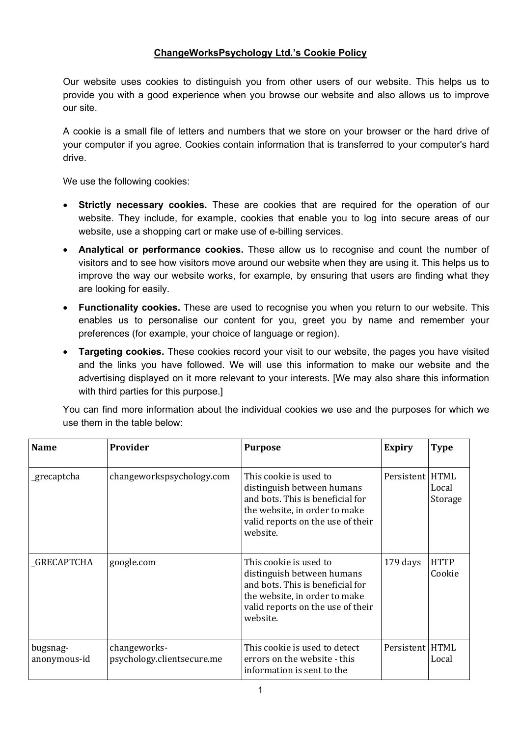# ChangeWorksPsychology Ltd.'s Cookie Policy

Our website uses cookies to distinguish you from other users of our website. This helps us to provide you with a good experience when you browse our website and also allows us to improve our site.

A cookie is a small file of letters and numbers that we store on your browser or the hard drive of your computer if you agree. Cookies contain information that is transferred to your computer's hard drive.

We use the following cookies:

- **Strictly necessary cookies.** These are cookies that are required for the operation of our website. They include, for example, cookies that enable you to log into secure areas of our website, use a shopping cart or make use of e-billing services.
- **Analytical or performance cookies.** These allow us to recognise and count the number of visitors and to see how visitors move around our website when they are using it. This helps us to improve the way our website works, for example, by ensuring that users are finding what they are looking for easily.
- **Functionality cookies.** These are used to recognise you when you return to our website. This enables us to personalise our content for you, greet you by name and remember your preferences (for example, your choice of language or region).
- **Targeting cookies.** These cookies record your visit to our website, the pages you have visited and the links you have followed. We will use this information to make our website and the advertising displayed on it more relevant to your interests. [We may also share this information with third parties for this purpose.]

You can find more information about the individual cookies we use and the purposes for which we use them in the table below:

| Name | Provider | Purpose | Expiry | Type |
|---|---|---|---|---|
| _grecaptcha | changeworkspsychology.com | This cookie is used to distinguish between humans and bots. This is beneficial for the website, in order to make valid reports on the use of their website. | Persistent | HTML Local Storage |
| _GRECAPTCHA | google.com | This cookie is used to distinguish between humans and bots. This is beneficial for the website, in order to make valid reports on the use of their website. | 179 days | HTTP Cookie |
| bugsnag-anonymous-id | changeworks-psychology.clientsecure.me | This cookie is used to detect errors on the website - this information is sent to the | Persistent | HTML Local |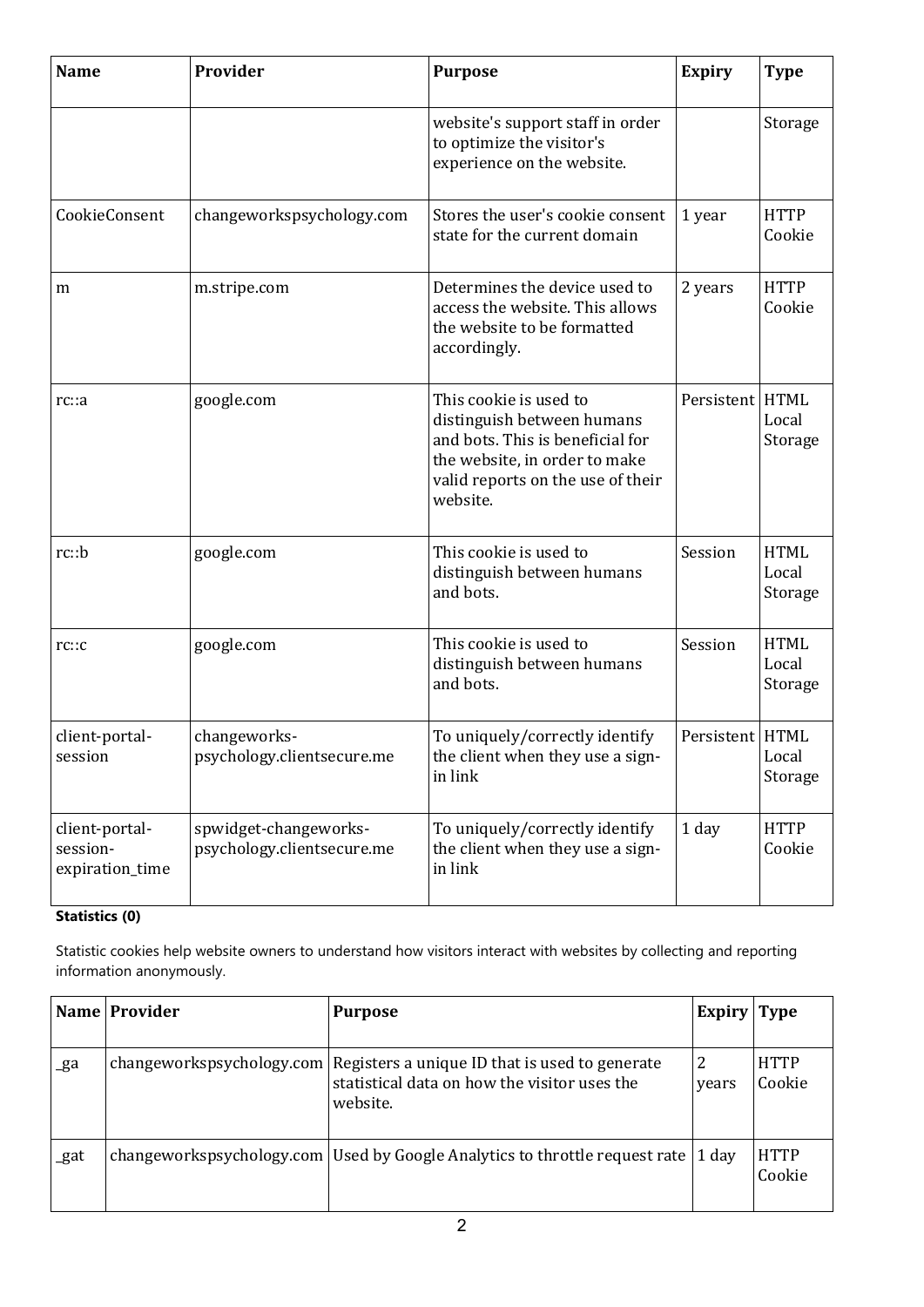| Name | Provider | Purpose | Expiry | Type |
|---|---|---|---|---|
| | | website's support staff in order to optimize the visitor's experience on the website. | | Storage |
| CookieConsent | changeworkspsychology.com | Stores the user's cookie consent state for the current domain | 1 year | HTTP Cookie |
| m | m.stripe.com | Determines the device used to access the website. This allows the website to be formatted accordingly. | 2 years | HTTP Cookie |
| rc::a | google.com | This cookie is used to distinguish between humans and bots. This is beneficial for the website, in order to make valid reports on the use of their website. | Persistent | HTML Local Storage |
| rc::b | google.com | This cookie is used to distinguish between humans and bots. | Session | HTML Local Storage |
| rc::c | google.com | This cookie is used to distinguish between humans and bots. | Session | HTML Local Storage |
| client-portal-session | changeworks-psychology.clientsecure.me | To uniquely/correctly identify the client when they use a sign-in link | Persistent | HTML Local Storage |
| client-portal-session-expiration_time | spwidget-changeworks-psychology.clientsecure.me | To uniquely/correctly identify the client when they use a sign-in link | 1 day | HTTP Cookie |

**Statistics (0)**

Statistic cookies help website owners to understand how visitors interact with websites by collecting and reporting information anonymously.

| Name | Provider | Purpose | Expiry | Type |
|---|---|---|---|---|
| _ga | changeworkspsychology.com | Registers a unique ID that is used to generate statistical data on how the visitor uses the website. | 2 years | HTTP Cookie |
| _gat | changeworkspsychology.com | Used by Google Analytics to throttle request rate | 1 day | HTTP Cookie |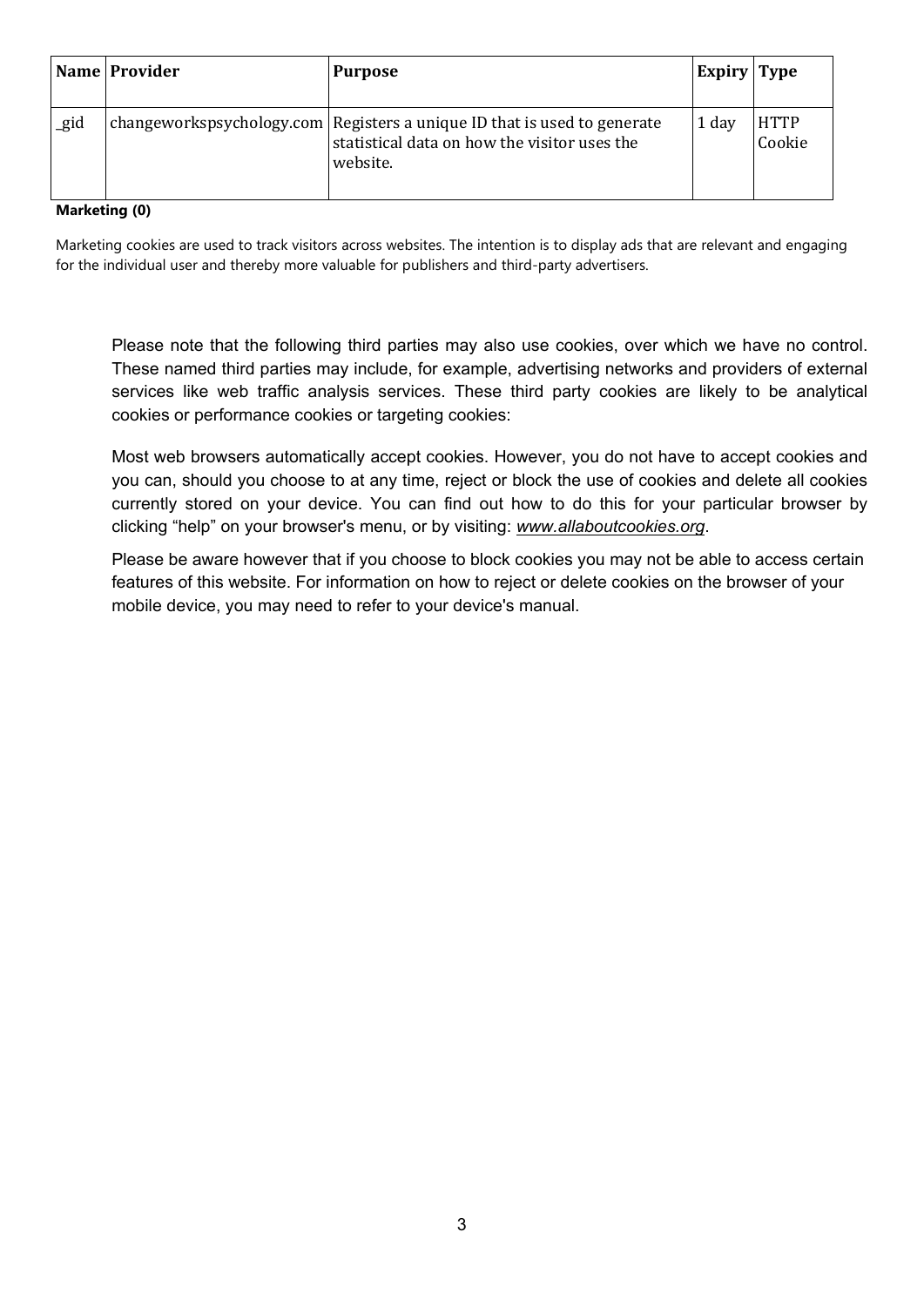| Name | Provider | Purpose | Expiry | Type |
|---|---|---|---|---|
| _gid | changeworkspsychology.com | Registers a unique ID that is used to generate statistical data on how the visitor uses the website. | 1 day | HTTP Cookie |

**Marketing (0)**

Marketing cookies are used to track visitors across websites. The intention is to display ads that are relevant and engaging for the individual user and thereby more valuable for publishers and third-party advertisers.

Please note that the following third parties may also use cookies, over which we have no control. These named third parties may include, for example, advertising networks and providers of external services like web traffic analysis services. These third party cookies are likely to be analytical cookies or performance cookies or targeting cookies:

Most web browsers automatically accept cookies. However, you do not have to accept cookies and you can, should you choose to at any time, reject or block the use of cookies and delete all cookies currently stored on your device. You can find out how to do this for your particular browser by clicking "help" on your browser's menu, or by visiting: *www.allaboutcookies.org*.

Please be aware however that if you choose to block cookies you may not be able to access certain features of this website. For information on how to reject or delete cookies on the browser of your mobile device, you may need to refer to your device's manual.